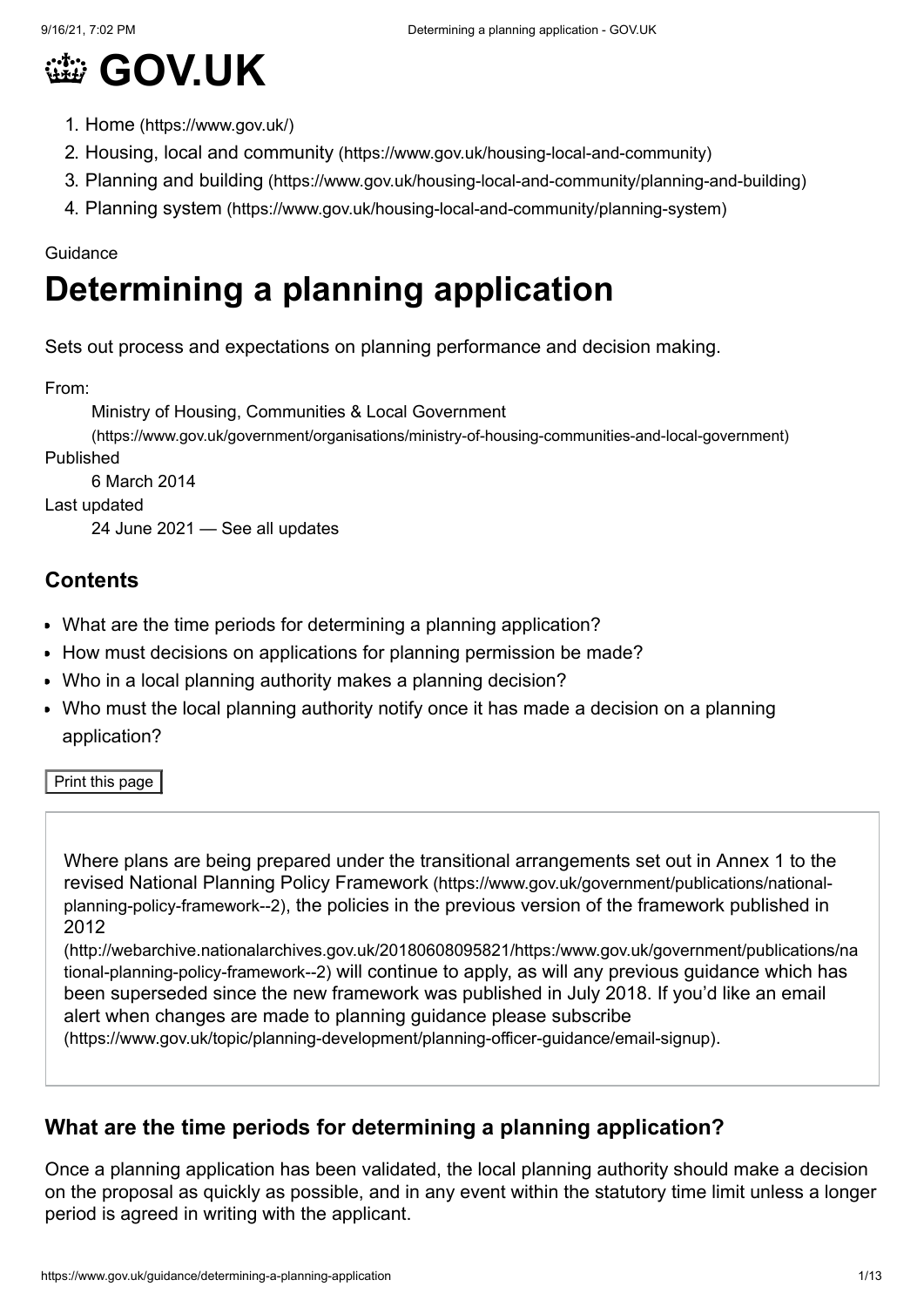# GOV.UK

1. Home (https://www.gov.uk/)
2. Housing, local and community (https://www.gov.uk/housing-local-and-community)
3. Planning and building (https://www.gov.uk/housing-local-and-community/planning-and-building)
4. Planning system (https://www.gov.uk/housing-local-and-community/planning-system)

Guidance

# Determining a planning application

Sets out process and expectations on planning performance and decision making.

From:
Ministry of Housing, Communities & Local Government (https://www.gov.uk/government/organisations/ministry-of-housing-communities-and-local-government)

Published
6 March 2014

Last updated
24 June 2021 — See all updates

## Contents

- What are the time periods for determining a planning application?
- How must decisions on applications for planning permission be made?
- Who in a local planning authority makes a planning decision?
- Who must the local planning authority notify once it has made a decision on a planning application?

Print this page

Where plans are being prepared under the transitional arrangements set out in Annex 1 to the revised National Planning Policy Framework (https://www.gov.uk/government/publications/national-planning-policy-framework--2), the policies in the previous version of the framework published in 2012 (http://webarchive.nationalarchives.gov.uk/20180608095821/https:/www.gov.uk/government/publications/national-planning-policy-framework--2) will continue to apply, as will any previous guidance which has been superseded since the new framework was published in July 2018. If you'd like an email alert when changes are made to planning guidance please subscribe (https://www.gov.uk/topic/planning-development/planning-officer-guidance/email-signup).

## What are the time periods for determining a planning application?

Once a planning application has been validated, the local planning authority should make a decision on the proposal as quickly as possible, and in any event within the statutory time limit unless a longer period is agreed in writing with the applicant.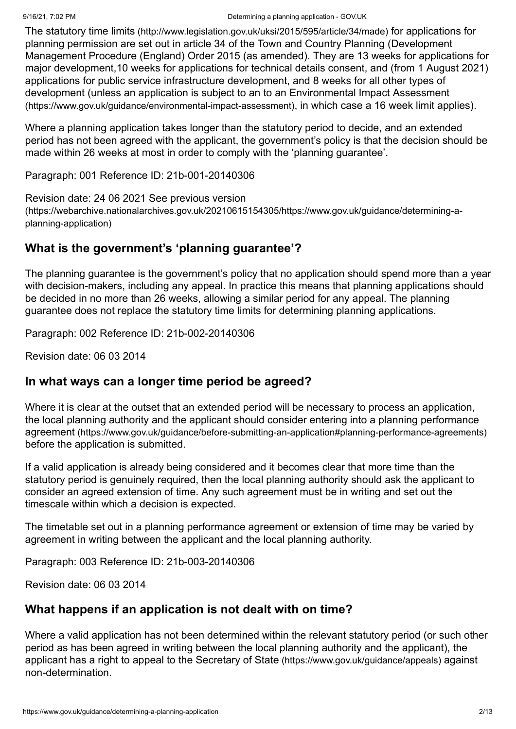The statutory time limits (http://www.legislation.gov.uk/uksi/2015/595/article/34/made) for applications for planning permission are set out in article 34 of the Town and Country Planning (Development Management Procedure (England) Order 2015 (as amended). They are 13 weeks for applications for major development,10 weeks for applications for technical details consent, and (from 1 August 2021) applications for public service infrastructure development, and 8 weeks for all other types of development (unless an application is subject to an to an Environmental Impact Assessment (https://www.gov.uk/guidance/environmental-impact-assessment), in which case a 16 week limit applies).

Where a planning application takes longer than the statutory period to decide, and an extended period has not been agreed with the applicant, the government's policy is that the decision should be made within 26 weeks at most in order to comply with the 'planning guarantee'.

Paragraph: 001 Reference ID: 21b-001-20140306

Revision date: 24 06 2021 See previous version (https://webarchive.nationalarchives.gov.uk/20210615154305/https://www.gov.uk/guidance/determining-a-planning-application)

## What is the government's 'planning guarantee'?

The planning guarantee is the government's policy that no application should spend more than a year with decision-makers, including any appeal. In practice this means that planning applications should be decided in no more than 26 weeks, allowing a similar period for any appeal. The planning guarantee does not replace the statutory time limits for determining planning applications.

Paragraph: 002 Reference ID: 21b-002-20140306

Revision date: 06 03 2014

## In what ways can a longer time period be agreed?

Where it is clear at the outset that an extended period will be necessary to process an application, the local planning authority and the applicant should consider entering into a planning performance agreement (https://www.gov.uk/guidance/before-submitting-an-application#planning-performance-agreements) before the application is submitted.

If a valid application is already being considered and it becomes clear that more time than the statutory period is genuinely required, then the local planning authority should ask the applicant to consider an agreed extension of time. Any such agreement must be in writing and set out the timescale within which a decision is expected.

The timetable set out in a planning performance agreement or extension of time may be varied by agreement in writing between the applicant and the local planning authority.

Paragraph: 003 Reference ID: 21b-003-20140306

Revision date: 06 03 2014

## What happens if an application is not dealt with on time?

Where a valid application has not been determined within the relevant statutory period (or such other period as has been agreed in writing between the local planning authority and the applicant), the applicant has a right to appeal to the Secretary of State (https://www.gov.uk/guidance/appeals) against non-determination.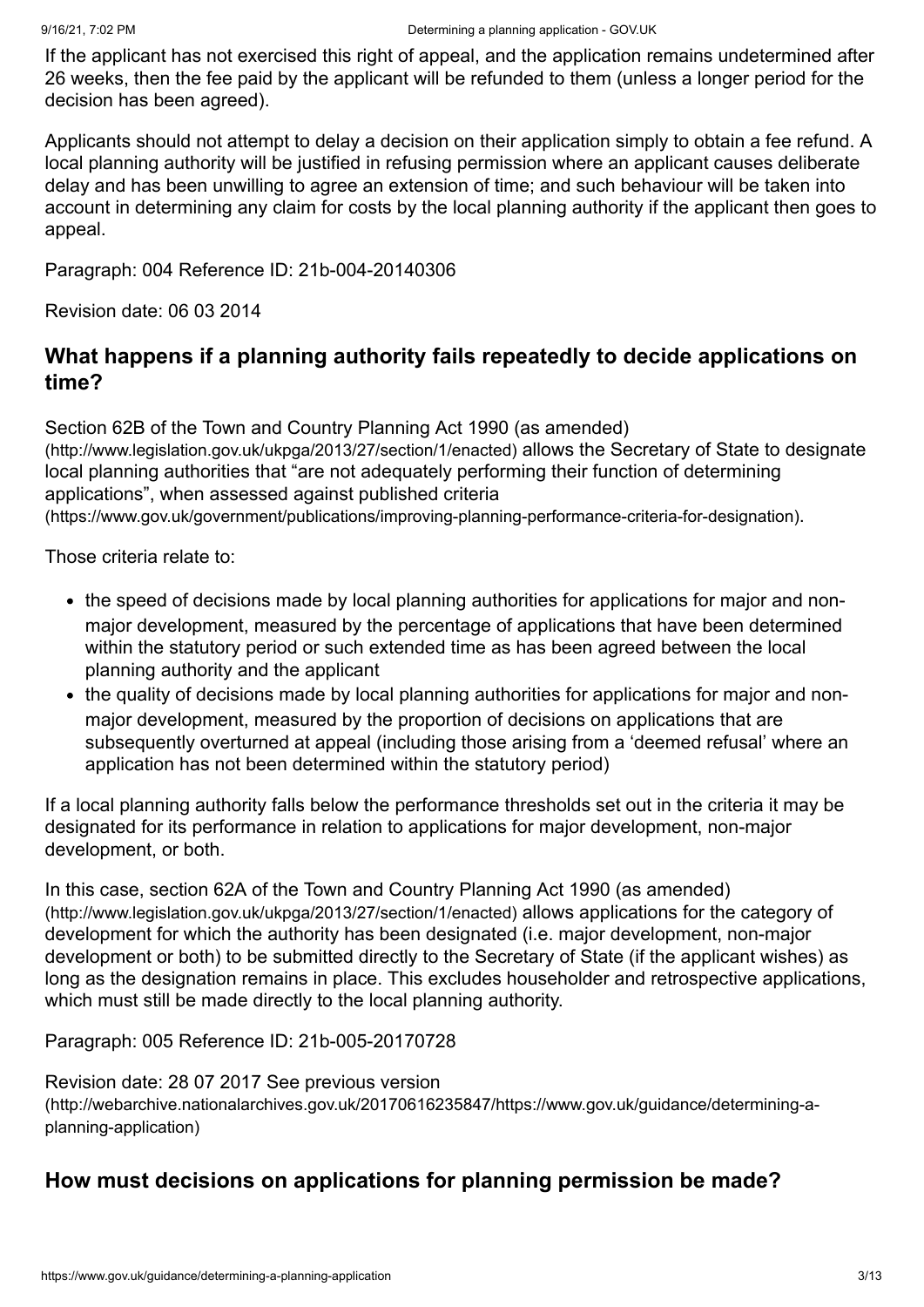If the applicant has not exercised this right of appeal, and the application remains undetermined after 26 weeks, then the fee paid by the applicant will be refunded to them (unless a longer period for the decision has been agreed).

Applicants should not attempt to delay a decision on their application simply to obtain a fee refund. A local planning authority will be justified in refusing permission where an applicant causes deliberate delay and has been unwilling to agree an extension of time; and such behaviour will be taken into account in determining any claim for costs by the local planning authority if the applicant then goes to appeal.

Paragraph: 004 Reference ID: 21b-004-20140306

Revision date: 06 03 2014

## What happens if a planning authority fails repeatedly to decide applications on time?

Section 62B of the Town and Country Planning Act 1990 (as amended) (http://www.legislation.gov.uk/ukpga/2013/27/section/1/enacted) allows the Secretary of State to designate local planning authorities that "are not adequately performing their function of determining applications", when assessed against published criteria (https://www.gov.uk/government/publications/improving-planning-performance-criteria-for-designation).

Those criteria relate to:

- the speed of decisions made by local planning authorities for applications for major and non-major development, measured by the percentage of applications that have been determined within the statutory period or such extended time as has been agreed between the local planning authority and the applicant
- the quality of decisions made by local planning authorities for applications for major and non-major development, measured by the proportion of decisions on applications that are subsequently overturned at appeal (including those arising from a 'deemed refusal' where an application has not been determined within the statutory period)

If a local planning authority falls below the performance thresholds set out in the criteria it may be designated for its performance in relation to applications for major development, non-major development, or both.

In this case, section 62A of the Town and Country Planning Act 1990 (as amended) (http://www.legislation.gov.uk/ukpga/2013/27/section/1/enacted) allows applications for the category of development for which the authority has been designated (i.e. major development, non-major development or both) to be submitted directly to the Secretary of State (if the applicant wishes) as long as the designation remains in place. This excludes householder and retrospective applications, which must still be made directly to the local planning authority.

Paragraph: 005 Reference ID: 21b-005-20170728

Revision date: 28 07 2017 See previous version (http://webarchive.nationalarchives.gov.uk/20170616235847/https://www.gov.uk/guidance/determining-a-planning-application)

## How must decisions on applications for planning permission be made?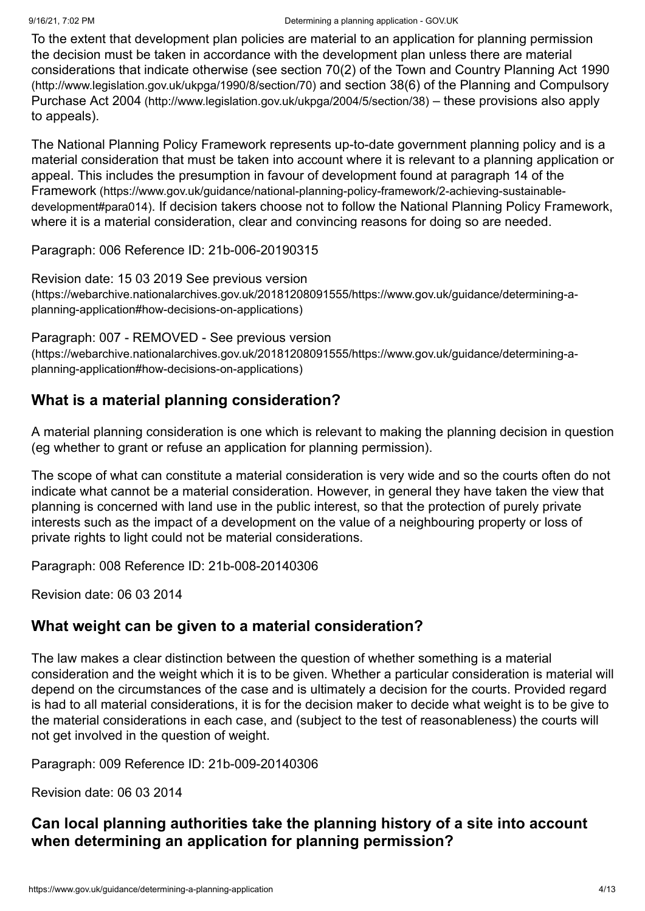To the extent that development plan policies are material to an application for planning permission the decision must be taken in accordance with the development plan unless there are material considerations that indicate otherwise (see section 70(2) of the Town and Country Planning Act 1990 (http://www.legislation.gov.uk/ukpga/1990/8/section/70) and section 38(6) of the Planning and Compulsory Purchase Act 2004 (http://www.legislation.gov.uk/ukpga/2004/5/section/38) – these provisions also apply to appeals).

The National Planning Policy Framework represents up-to-date government planning policy and is a material consideration that must be taken into account where it is relevant to a planning application or appeal. This includes the presumption in favour of development found at paragraph 14 of the Framework (https://www.gov.uk/guidance/national-planning-policy-framework/2-achieving-sustainable-development#para014). If decision takers choose not to follow the National Planning Policy Framework, where it is a material consideration, clear and convincing reasons for doing so are needed.

Paragraph: 006 Reference ID: 21b-006-20190315

Revision date: 15 03 2019 See previous version (https://webarchive.nationalarchives.gov.uk/20181208091555/https://www.gov.uk/guidance/determining-a-planning-application#how-decisions-on-applications)

Paragraph: 007 - REMOVED - See previous version (https://webarchive.nationalarchives.gov.uk/20181208091555/https://www.gov.uk/guidance/determining-a-planning-application#how-decisions-on-applications)

## What is a material planning consideration?

A material planning consideration is one which is relevant to making the planning decision in question (eg whether to grant or refuse an application for planning permission).

The scope of what can constitute a material consideration is very wide and so the courts often do not indicate what cannot be a material consideration. However, in general they have taken the view that planning is concerned with land use in the public interest, so that the protection of purely private interests such as the impact of a development on the value of a neighbouring property or loss of private rights to light could not be material considerations.

Paragraph: 008 Reference ID: 21b-008-20140306

Revision date: 06 03 2014

## What weight can be given to a material consideration?

The law makes a clear distinction between the question of whether something is a material consideration and the weight which it is to be given. Whether a particular consideration is material will depend on the circumstances of the case and is ultimately a decision for the courts. Provided regard is had to all material considerations, it is for the decision maker to decide what weight is to be give to the material considerations in each case, and (subject to the test of reasonableness) the courts will not get involved in the question of weight.

Paragraph: 009 Reference ID: 21b-009-20140306

Revision date: 06 03 2014

## Can local planning authorities take the planning history of a site into account when determining an application for planning permission?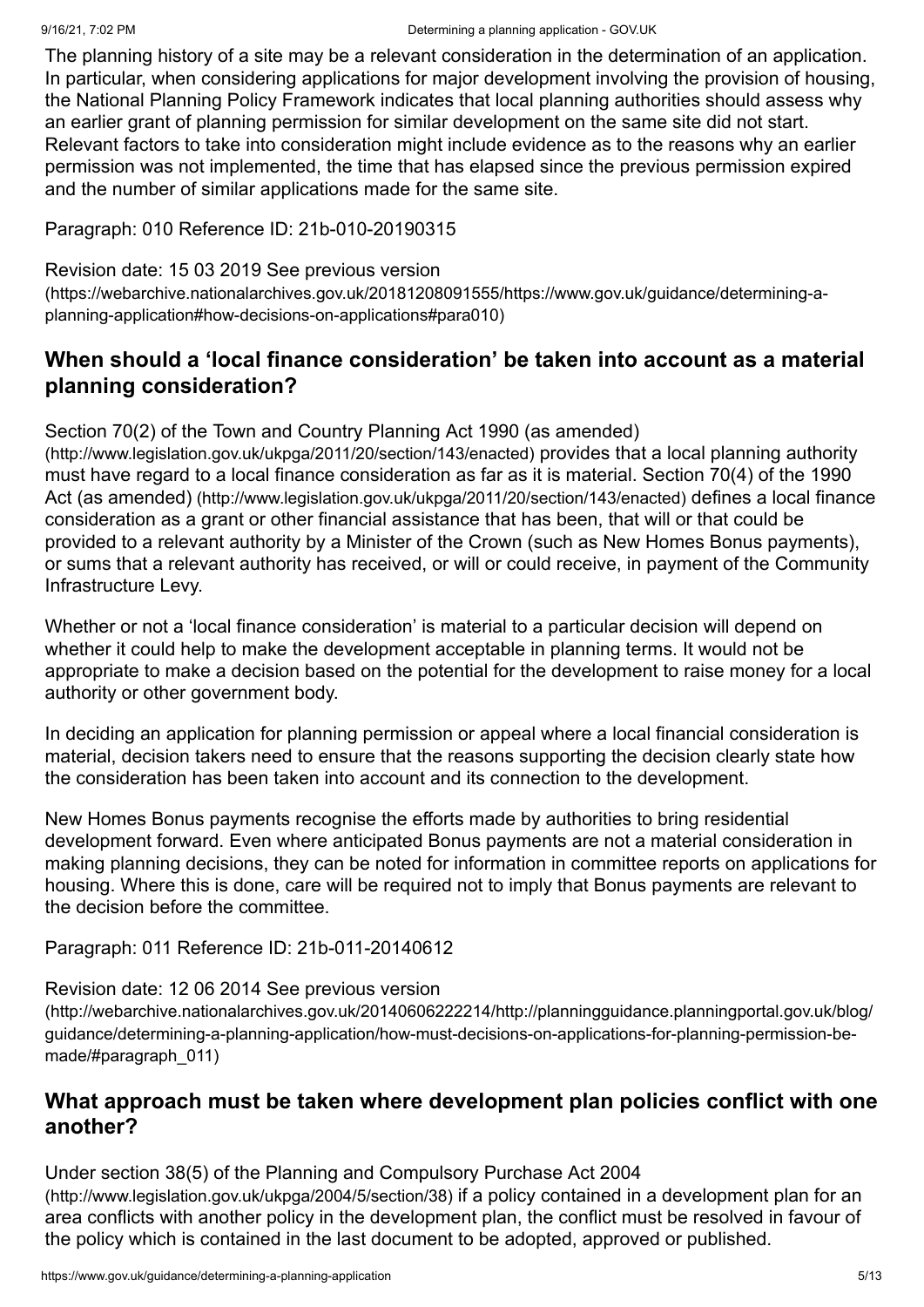The planning history of a site may be a relevant consideration in the determination of an application. In particular, when considering applications for major development involving the provision of housing, the National Planning Policy Framework indicates that local planning authorities should assess why an earlier grant of planning permission for similar development on the same site did not start. Relevant factors to take into consideration might include evidence as to the reasons why an earlier permission was not implemented, the time that has elapsed since the previous permission expired and the number of similar applications made for the same site.

Paragraph: 010 Reference ID: 21b-010-20190315

Revision date: 15 03 2019 See previous version (https://webarchive.nationalarchives.gov.uk/20181208091555/https://www.gov.uk/guidance/determining-a-planning-application#how-decisions-on-applications#para010)

## When should a 'local finance consideration' be taken into account as a material planning consideration?

Section 70(2) of the Town and Country Planning Act 1990 (as amended) (http://www.legislation.gov.uk/ukpga/2011/20/section/143/enacted) provides that a local planning authority must have regard to a local finance consideration as far as it is material. Section 70(4) of the 1990 Act (as amended) (http://www.legislation.gov.uk/ukpga/2011/20/section/143/enacted) defines a local finance consideration as a grant or other financial assistance that has been, that will or that could be provided to a relevant authority by a Minister of the Crown (such as New Homes Bonus payments), or sums that a relevant authority has received, or will or could receive, in payment of the Community Infrastructure Levy.

Whether or not a 'local finance consideration' is material to a particular decision will depend on whether it could help to make the development acceptable in planning terms. It would not be appropriate to make a decision based on the potential for the development to raise money for a local authority or other government body.

In deciding an application for planning permission or appeal where a local financial consideration is material, decision takers need to ensure that the reasons supporting the decision clearly state how the consideration has been taken into account and its connection to the development.

New Homes Bonus payments recognise the efforts made by authorities to bring residential development forward. Even where anticipated Bonus payments are not a material consideration in making planning decisions, they can be noted for information in committee reports on applications for housing. Where this is done, care will be required not to imply that Bonus payments are relevant to the decision before the committee.

Paragraph: 011 Reference ID: 21b-011-20140612

Revision date: 12 06 2014 See previous version (http://webarchive.nationalarchives.gov.uk/20140606222214/http://planningguidance.planningportal.gov.uk/blog/guidance/determining-a-planning-application/how-must-decisions-on-applications-for-planning-permission-be-made/#paragraph_011)

## What approach must be taken where development plan policies conflict with one another?

Under section 38(5) of the Planning and Compulsory Purchase Act 2004 (http://www.legislation.gov.uk/ukpga/2004/5/section/38) if a policy contained in a development plan for an area conflicts with another policy in the development plan, the conflict must be resolved in favour of the policy which is contained in the last document to be adopted, approved or published.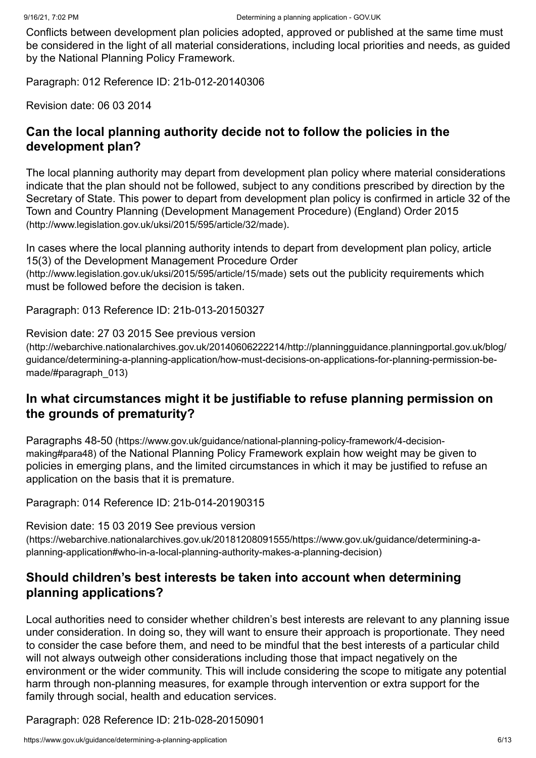Conflicts between development plan policies adopted, approved or published at the same time must be considered in the light of all material considerations, including local priorities and needs, as guided by the National Planning Policy Framework.

Paragraph: 012 Reference ID: 21b-012-20140306

Revision date: 06 03 2014

### Can the local planning authority decide not to follow the policies in the development plan?

The local planning authority may depart from development plan policy where material considerations indicate that the plan should not be followed, subject to any conditions prescribed by direction by the Secretary of State. This power to depart from development plan policy is confirmed in article 32 of the Town and Country Planning (Development Management Procedure) (England) Order 2015 (http://www.legislation.gov.uk/uksi/2015/595/article/32/made).

In cases where the local planning authority intends to depart from development plan policy, article 15(3) of the Development Management Procedure Order (http://www.legislation.gov.uk/uksi/2015/595/article/15/made) sets out the publicity requirements which must be followed before the decision is taken.

Paragraph: 013 Reference ID: 21b-013-20150327

Revision date: 27 03 2015 See previous version (http://webarchive.nationalarchives.gov.uk/20140606222214/http://planningguidance.planningportal.gov.uk/blog/guidance/determining-a-planning-application/how-must-decisions-on-applications-for-planning-permission-be-made/#paragraph_013)

### In what circumstances might it be justifiable to refuse planning permission on the grounds of prematurity?

Paragraphs 48-50 (https://www.gov.uk/guidance/national-planning-policy-framework/4-decision-making#para48) of the National Planning Policy Framework explain how weight may be given to policies in emerging plans, and the limited circumstances in which it may be justified to refuse an application on the basis that it is premature.

Paragraph: 014 Reference ID: 21b-014-20190315

Revision date: 15 03 2019 See previous version (https://webarchive.nationalarchives.gov.uk/20181208091555/https://www.gov.uk/guidance/determining-a-planning-application#who-in-a-local-planning-authority-makes-a-planning-decision)

### Should children's best interests be taken into account when determining planning applications?

Local authorities need to consider whether children's best interests are relevant to any planning issue under consideration. In doing so, they will want to ensure their approach is proportionate. They need to consider the case before them, and need to be mindful that the best interests of a particular child will not always outweigh other considerations including those that impact negatively on the environment or the wider community. This will include considering the scope to mitigate any potential harm through non-planning measures, for example through intervention or extra support for the family through social, health and education services.

Paragraph: 028 Reference ID: 21b-028-20150901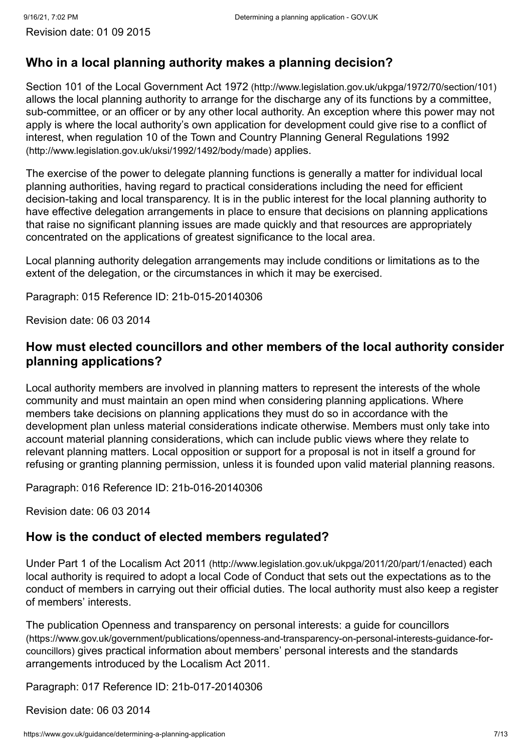Revision date: 01 09 2015

## Who in a local planning authority makes a planning decision?

Section 101 of the Local Government Act 1972 (http://www.legislation.gov.uk/ukpga/1972/70/section/101) allows the local planning authority to arrange for the discharge any of its functions by a committee, sub-committee, or an officer or by any other local authority. An exception where this power may not apply is where the local authority's own application for development could give rise to a conflict of interest, when regulation 10 of the Town and Country Planning General Regulations 1992 (http://www.legislation.gov.uk/uksi/1992/1492/body/made) applies.

The exercise of the power to delegate planning functions is generally a matter for individual local planning authorities, having regard to practical considerations including the need for efficient decision-taking and local transparency. It is in the public interest for the local planning authority to have effective delegation arrangements in place to ensure that decisions on planning applications that raise no significant planning issues are made quickly and that resources are appropriately concentrated on the applications of greatest significance to the local area.

Local planning authority delegation arrangements may include conditions or limitations as to the extent of the delegation, or the circumstances in which it may be exercised.

Paragraph: 015 Reference ID: 21b-015-20140306

Revision date: 06 03 2014

## How must elected councillors and other members of the local authority consider planning applications?

Local authority members are involved in planning matters to represent the interests of the whole community and must maintain an open mind when considering planning applications. Where members take decisions on planning applications they must do so in accordance with the development plan unless material considerations indicate otherwise. Members must only take into account material planning considerations, which can include public views where they relate to relevant planning matters. Local opposition or support for a proposal is not in itself a ground for refusing or granting planning permission, unless it is founded upon valid material planning reasons.

Paragraph: 016 Reference ID: 21b-016-20140306

Revision date: 06 03 2014

## How is the conduct of elected members regulated?

Under Part 1 of the Localism Act 2011 (http://www.legislation.gov.uk/ukpga/2011/20/part/1/enacted) each local authority is required to adopt a local Code of Conduct that sets out the expectations as to the conduct of members in carrying out their official duties. The local authority must also keep a register of members' interests.

The publication Openness and transparency on personal interests: a guide for councillors (https://www.gov.uk/government/publications/openness-and-transparency-on-personal-interests-guidance-for-councillors) gives practical information about members' personal interests and the standards arrangements introduced by the Localism Act 2011.

Paragraph: 017 Reference ID: 21b-017-20140306

Revision date: 06 03 2014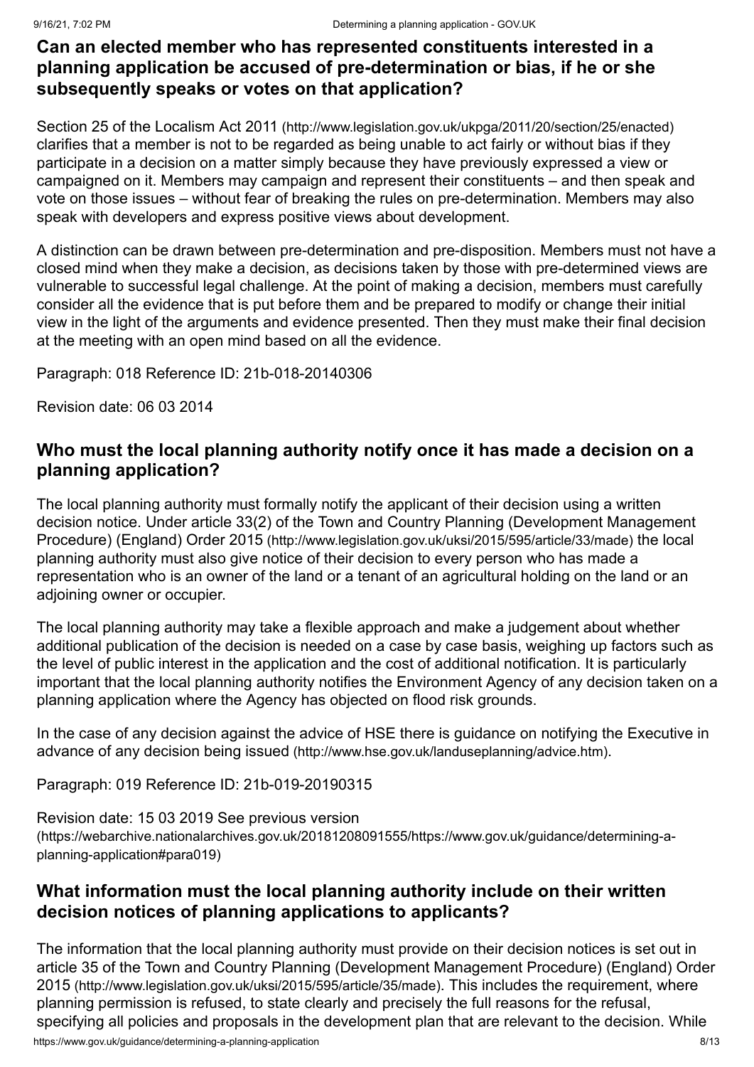### Can an elected member who has represented constituents interested in a planning application be accused of pre-determination or bias, if he or she subsequently speaks or votes on that application?

Section 25 of the Localism Act 2011 (http://www.legislation.gov.uk/ukpga/2011/20/section/25/enacted) clarifies that a member is not to be regarded as being unable to act fairly or without bias if they participate in a decision on a matter simply because they have previously expressed a view or campaigned on it. Members may campaign and represent their constituents – and then speak and vote on those issues – without fear of breaking the rules on pre-determination. Members may also speak with developers and express positive views about development.

A distinction can be drawn between pre-determination and pre-disposition. Members must not have a closed mind when they make a decision, as decisions taken by those with pre-determined views are vulnerable to successful legal challenge. At the point of making a decision, members must carefully consider all the evidence that is put before them and be prepared to modify or change their initial view in the light of the arguments and evidence presented. Then they must make their final decision at the meeting with an open mind based on all the evidence.

Paragraph: 018 Reference ID: 21b-018-20140306

Revision date: 06 03 2014

### Who must the local planning authority notify once it has made a decision on a planning application?

The local planning authority must formally notify the applicant of their decision using a written decision notice. Under article 33(2) of the Town and Country Planning (Development Management Procedure) (England) Order 2015 (http://www.legislation.gov.uk/uksi/2015/595/article/33/made) the local planning authority must also give notice of their decision to every person who has made a representation who is an owner of the land or a tenant of an agricultural holding on the land or an adjoining owner or occupier.

The local planning authority may take a flexible approach and make a judgement about whether additional publication of the decision is needed on a case by case basis, weighing up factors such as the level of public interest in the application and the cost of additional notification. It is particularly important that the local planning authority notifies the Environment Agency of any decision taken on a planning application where the Agency has objected on flood risk grounds.

In the case of any decision against the advice of HSE there is guidance on notifying the Executive in advance of any decision being issued (http://www.hse.gov.uk/landuseplanning/advice.htm).

Paragraph: 019 Reference ID: 21b-019-20190315

Revision date: 15 03 2019 See previous version (https://webarchive.nationalarchives.gov.uk/20181208091555/https://www.gov.uk/guidance/determining-a-planning-application#para019)

### What information must the local planning authority include on their written decision notices of planning applications to applicants?

The information that the local planning authority must provide on their decision notices is set out in article 35 of the Town and Country Planning (Development Management Procedure) (England) Order 2015 (http://www.legislation.gov.uk/uksi/2015/595/article/35/made). This includes the requirement, where planning permission is refused, to state clearly and precisely the full reasons for the refusal, specifying all policies and proposals in the development plan that are relevant to the decision. While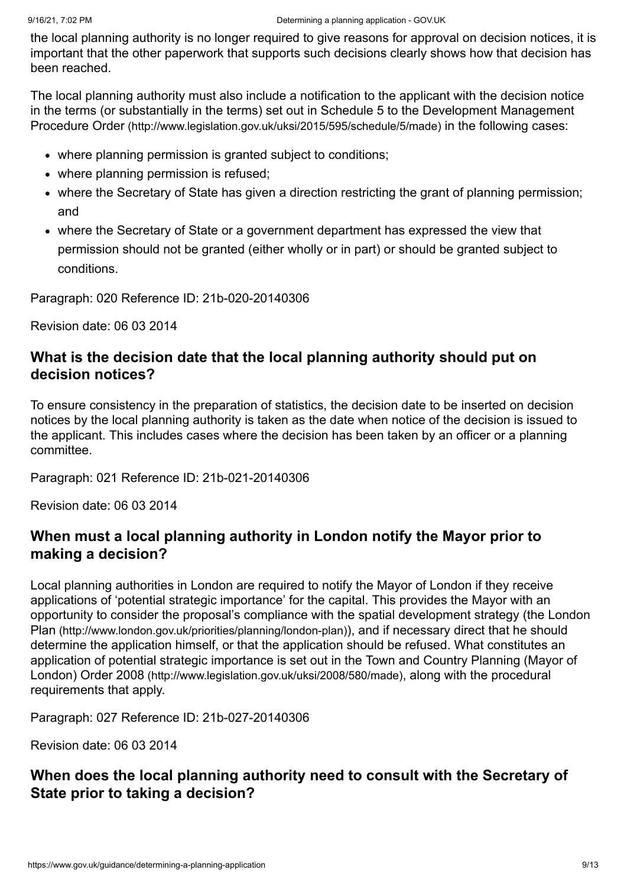the local planning authority is no longer required to give reasons for approval on decision notices, it is important that the other paperwork that supports such decisions clearly shows how that decision has been reached.

The local planning authority must also include a notification to the applicant with the decision notice in the terms (or substantially in the terms) set out in Schedule 5 to the Development Management Procedure Order (http://www.legislation.gov.uk/uksi/2015/595/schedule/5/made) in the following cases:

- where planning permission is granted subject to conditions;
- where planning permission is refused;
- where the Secretary of State has given a direction restricting the grant of planning permission; and
- where the Secretary of State or a government department has expressed the view that permission should not be granted (either wholly or in part) or should be granted subject to conditions.

Paragraph: 020 Reference ID: 21b-020-20140306

Revision date: 06 03 2014

## What is the decision date that the local planning authority should put on decision notices?

To ensure consistency in the preparation of statistics, the decision date to be inserted on decision notices by the local planning authority is taken as the date when notice of the decision is issued to the applicant. This includes cases where the decision has been taken by an officer or a planning committee.

Paragraph: 021 Reference ID: 21b-021-20140306

Revision date: 06 03 2014

## When must a local planning authority in London notify the Mayor prior to making a decision?

Local planning authorities in London are required to notify the Mayor of London if they receive applications of 'potential strategic importance' for the capital. This provides the Mayor with an opportunity to consider the proposal's compliance with the spatial development strategy (the London Plan (http://www.london.gov.uk/priorities/planning/london-plan)), and if necessary direct that he should determine the application himself, or that the application should be refused. What constitutes an application of potential strategic importance is set out in the Town and Country Planning (Mayor of London) Order 2008 (http://www.legislation.gov.uk/uksi/2008/580/made), along with the procedural requirements that apply.

Paragraph: 027 Reference ID: 21b-027-20140306

Revision date: 06 03 2014

## When does the local planning authority need to consult with the Secretary of State prior to taking a decision?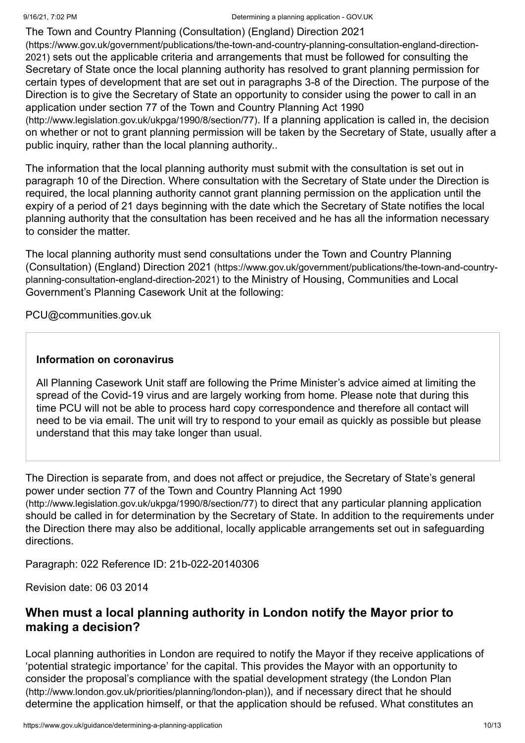The Town and Country Planning (Consultation) (England) Direction 2021 (https://www.gov.uk/government/publications/the-town-and-country-planning-consultation-england-direction-2021) sets out the applicable criteria and arrangements that must be followed for consulting the Secretary of State once the local planning authority has resolved to grant planning permission for certain types of development that are set out in paragraphs 3-8 of the Direction. The purpose of the Direction is to give the Secretary of State an opportunity to consider using the power to call in an application under section 77 of the Town and Country Planning Act 1990 (http://www.legislation.gov.uk/ukpga/1990/8/section/77). If a planning application is called in, the decision on whether or not to grant planning permission will be taken by the Secretary of State, usually after a public inquiry, rather than the local planning authority..

The information that the local planning authority must submit with the consultation is set out in paragraph 10 of the Direction. Where consultation with the Secretary of State under the Direction is required, the local planning authority cannot grant planning permission on the application until the expiry of a period of 21 days beginning with the date which the Secretary of State notifies the local planning authority that the consultation has been received and he has all the information necessary to consider the matter.

The local planning authority must send consultations under the Town and Country Planning (Consultation) (England) Direction 2021 (https://www.gov.uk/government/publications/the-town-and-country-planning-consultation-england-direction-2021) to the Ministry of Housing, Communities and Local Government's Planning Casework Unit at the following:

PCU@communities.gov.uk

**Information on coronavirus**

All Planning Casework Unit staff are following the Prime Minister's advice aimed at limiting the spread of the Covid-19 virus and are largely working from home. Please note that during this time PCU will not be able to process hard copy correspondence and therefore all contact will need to be via email. The unit will try to respond to your email as quickly as possible but please understand that this may take longer than usual.

The Direction is separate from, and does not affect or prejudice, the Secretary of State's general power under section 77 of the Town and Country Planning Act 1990 (http://www.legislation.gov.uk/ukpga/1990/8/section/77) to direct that any particular planning application should be called in for determination by the Secretary of State. In addition to the requirements under the Direction there may also be additional, locally applicable arrangements set out in safeguarding directions.

Paragraph: 022 Reference ID: 21b-022-20140306

Revision date: 06 03 2014

## When must a local planning authority in London notify the Mayor prior to making a decision?

Local planning authorities in London are required to notify the Mayor if they receive applications of 'potential strategic importance' for the capital. This provides the Mayor with an opportunity to consider the proposal's compliance with the spatial development strategy (the London Plan (http://www.london.gov.uk/priorities/planning/london-plan)), and if necessary direct that he should determine the application himself, or that the application should be refused. What constitutes an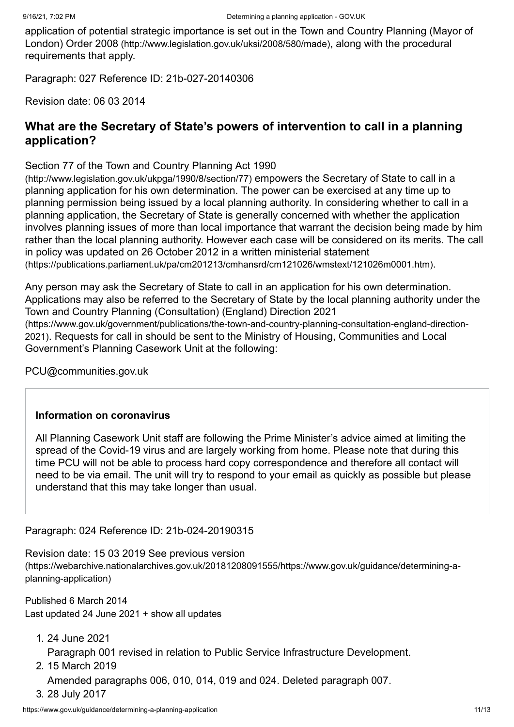application of potential strategic importance is set out in the Town and Country Planning (Mayor of London) Order 2008 (http://www.legislation.gov.uk/uksi/2008/580/made), along with the procedural requirements that apply.

Paragraph: 027 Reference ID: 21b-027-20140306

Revision date: 06 03 2014

## What are the Secretary of State's powers of intervention to call in a planning application?

Section 77 of the Town and Country Planning Act 1990 (http://www.legislation.gov.uk/ukpga/1990/8/section/77) empowers the Secretary of State to call in a planning application for his own determination. The power can be exercised at any time up to planning permission being issued by a local planning authority. In considering whether to call in a planning application, the Secretary of State is generally concerned with whether the application involves planning issues of more than local importance that warrant the decision being made by him rather than the local planning authority. However each case will be considered on its merits. The call in policy was updated on 26 October 2012 in a written ministerial statement (https://publications.parliament.uk/pa/cm201213/cmhansrd/cm121026/wmstext/121026m0001.htm).

Any person may ask the Secretary of State to call in an application for his own determination. Applications may also be referred to the Secretary of State by the local planning authority under the Town and Country Planning (Consultation) (England) Direction 2021 (https://www.gov.uk/government/publications/the-town-and-country-planning-consultation-england-direction-2021). Requests for call in should be sent to the Ministry of Housing, Communities and Local Government's Planning Casework Unit at the following:

PCU@communities.gov.uk

**Information on coronavirus**

All Planning Casework Unit staff are following the Prime Minister's advice aimed at limiting the spread of the Covid-19 virus and are largely working from home. Please note that during this time PCU will not be able to process hard copy correspondence and therefore all contact will need to be via email. The unit will try to respond to your email as quickly as possible but please understand that this may take longer than usual.

Paragraph: 024 Reference ID: 21b-024-20190315

Revision date: 15 03 2019 See previous version (https://webarchive.nationalarchives.gov.uk/20181208091555/https://www.gov.uk/guidance/determining-a-planning-application)

Published 6 March 2014
Last updated 24 June 2021 + show all updates

1. 24 June 2021
   Paragraph 001 revised in relation to Public Service Infrastructure Development.
2. 15 March 2019
   Amended paragraphs 006, 010, 014, 019 and 024. Deleted paragraph 007.
3. 28 July 2017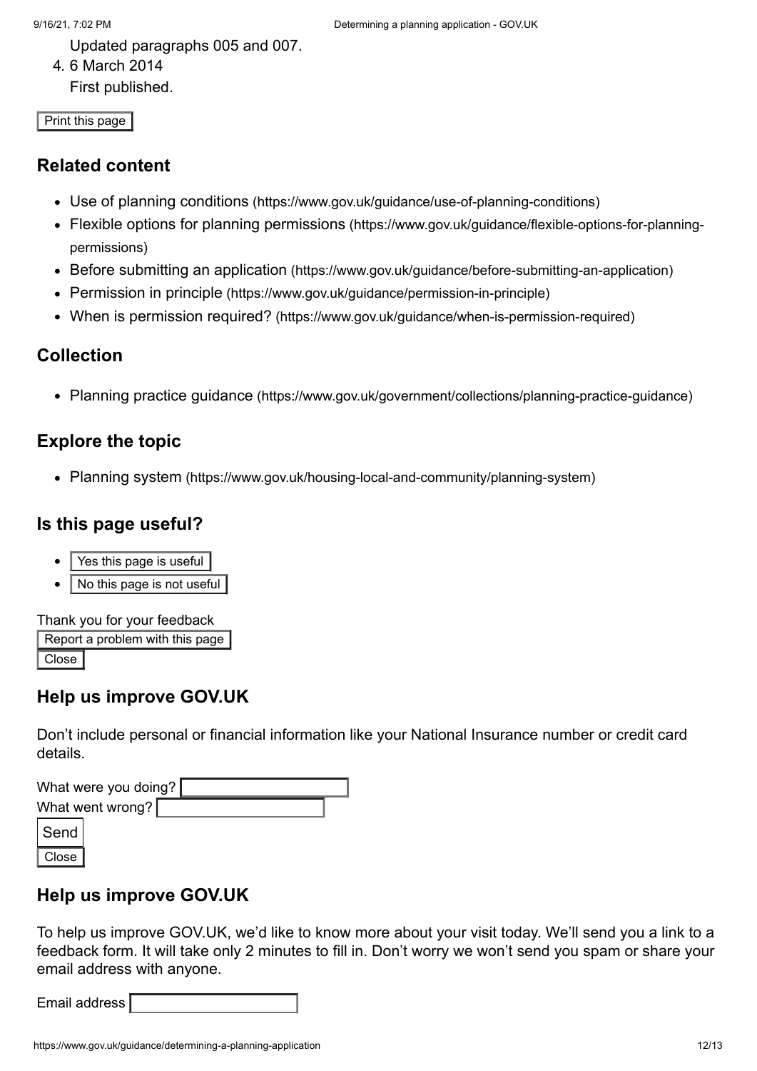Updated paragraphs 005 and 007.

4. 6 March 2014

   First published.

Print this page

## Related content

- Use of planning conditions (https://www.gov.uk/guidance/use-of-planning-conditions)
- Flexible options for planning permissions (https://www.gov.uk/guidance/flexible-options-for-planning-permissions)
- Before submitting an application (https://www.gov.uk/guidance/before-submitting-an-application)
- Permission in principle (https://www.gov.uk/guidance/permission-in-principle)
- When is permission required? (https://www.gov.uk/guidance/when-is-permission-required)

## Collection

- Planning practice guidance (https://www.gov.uk/government/collections/planning-practice-guidance)

## Explore the topic

- Planning system (https://www.gov.uk/housing-local-and-community/planning-system)

## Is this page useful?

- Yes this page is useful
- No this page is not useful

Thank you for your feedback

Report a problem with this page

Close

## Help us improve GOV.UK

Don't include personal or financial information like your National Insurance number or credit card details.

What were you doing?

What went wrong?

Send

Close

## Help us improve GOV.UK

To help us improve GOV.UK, we'd like to know more about your visit today. We'll send you a link to a feedback form. It will take only 2 minutes to fill in. Don't worry we won't send you spam or share your email address with anyone.

Email address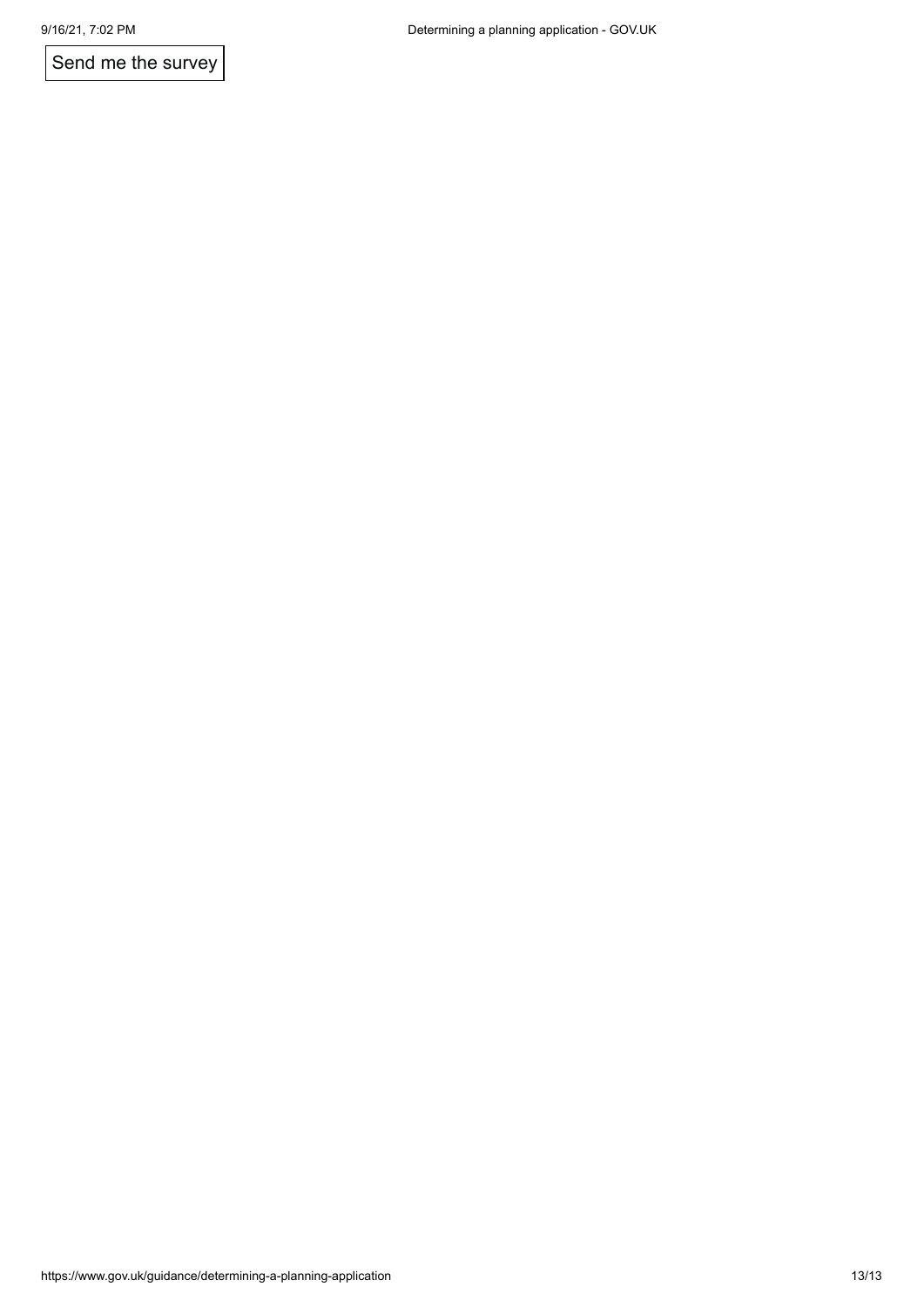Send me the survey